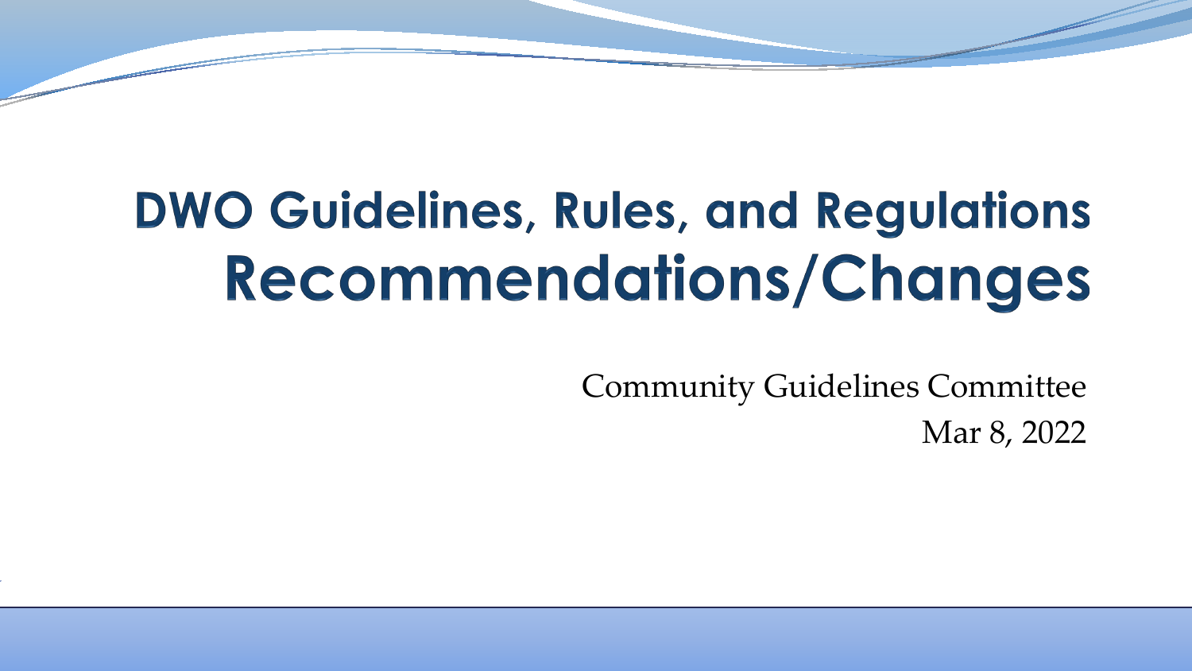# DWO Guidelines, Rules, and Regulations Recommendations/Changes

Community Guidelines Committee

Mar 8, 2022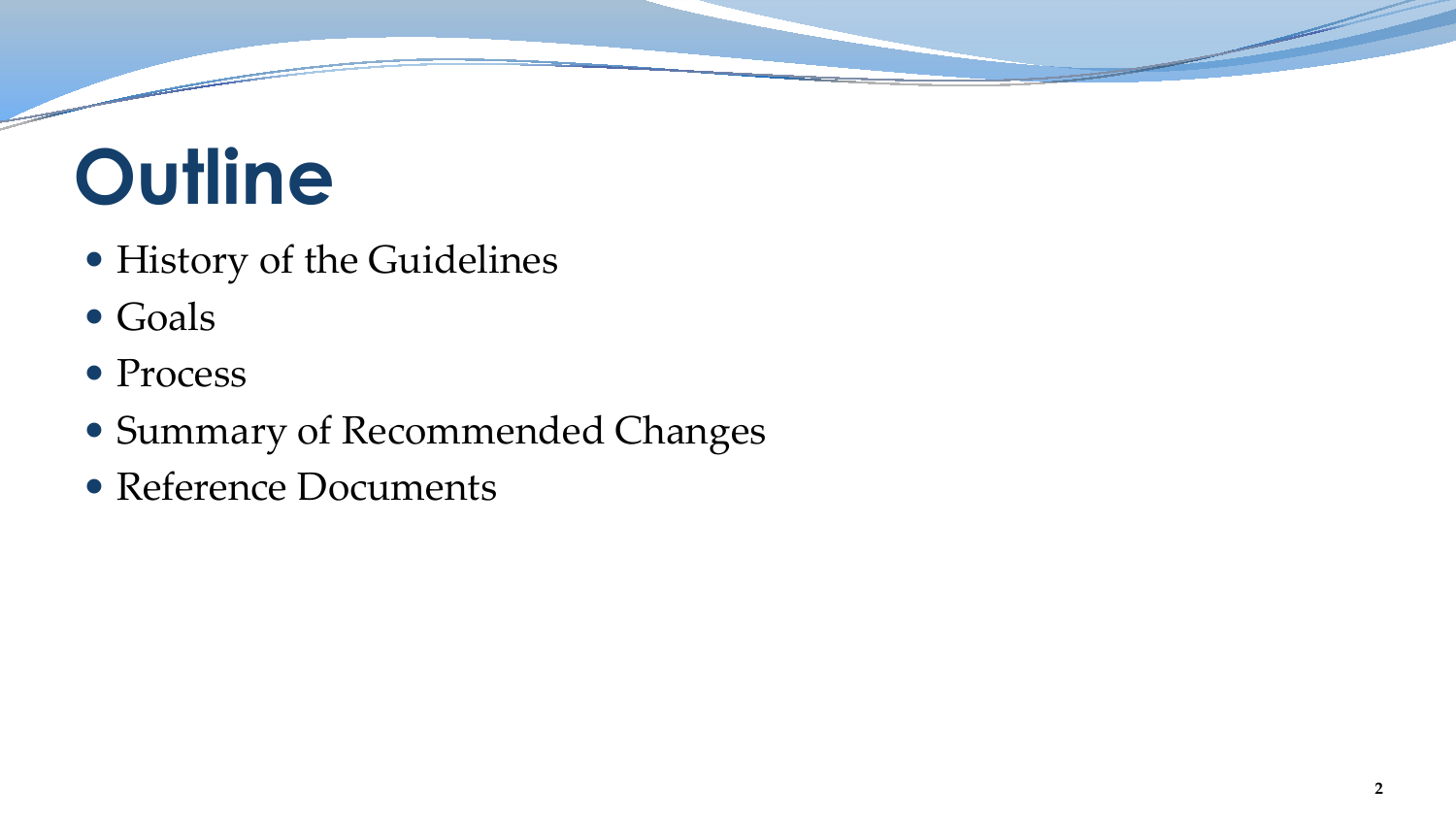# Outline

- History of the Guidelines
- Goals
- Process
- Summary of Recommended Changes
- Reference Documents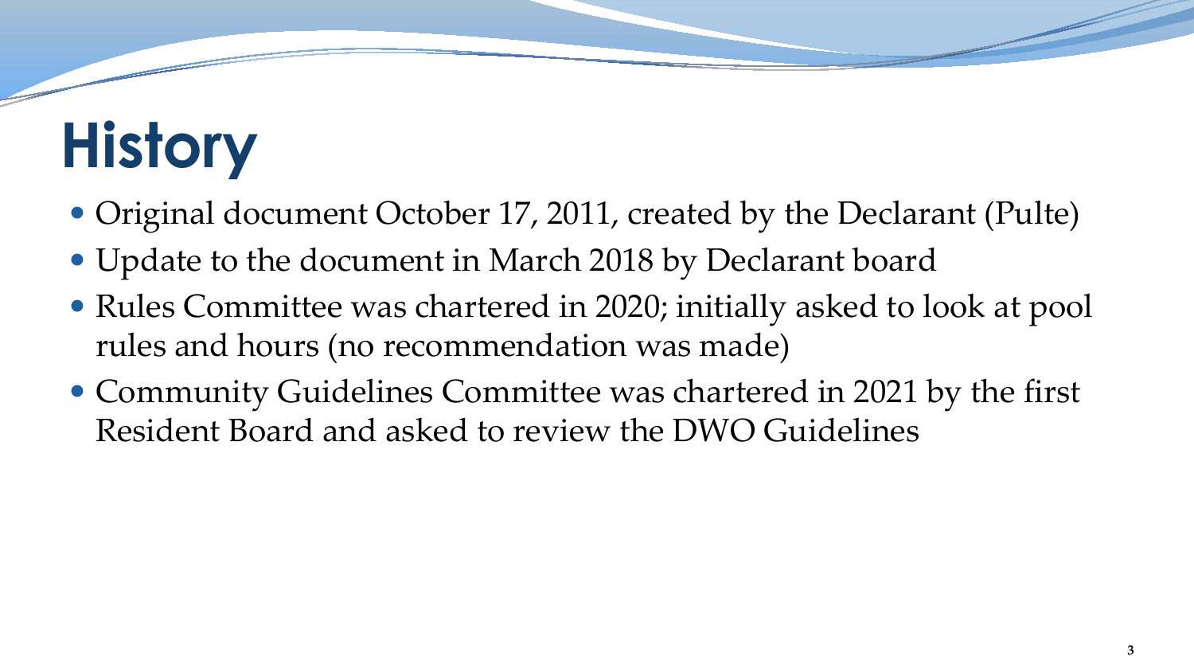# History

- Original document October 17, 2011, created by the Declarant (Pulte)
- Update to the document in March 2018 by Declarant board
- Rules Committee was chartered in 2020; initially asked to look at pool rules and hours (no recommendation was made)
- Community Guidelines Committee was chartered in 2021 by the first Resident Board and asked to review the DWO Guidelines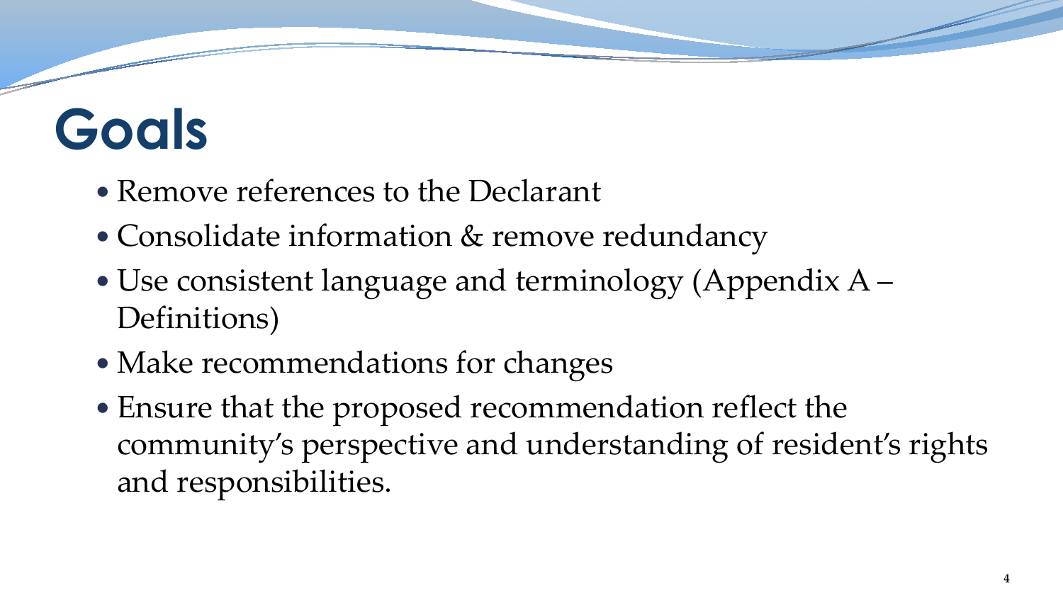# Goals

- Remove references to the Declarant
- Consolidate information & remove redundancy
- Use consistent language and terminology (Appendix A – Definitions)
- Make recommendations for changes
- Ensure that the proposed recommendation reflect the community's perspective and understanding of resident's rights and responsibilities.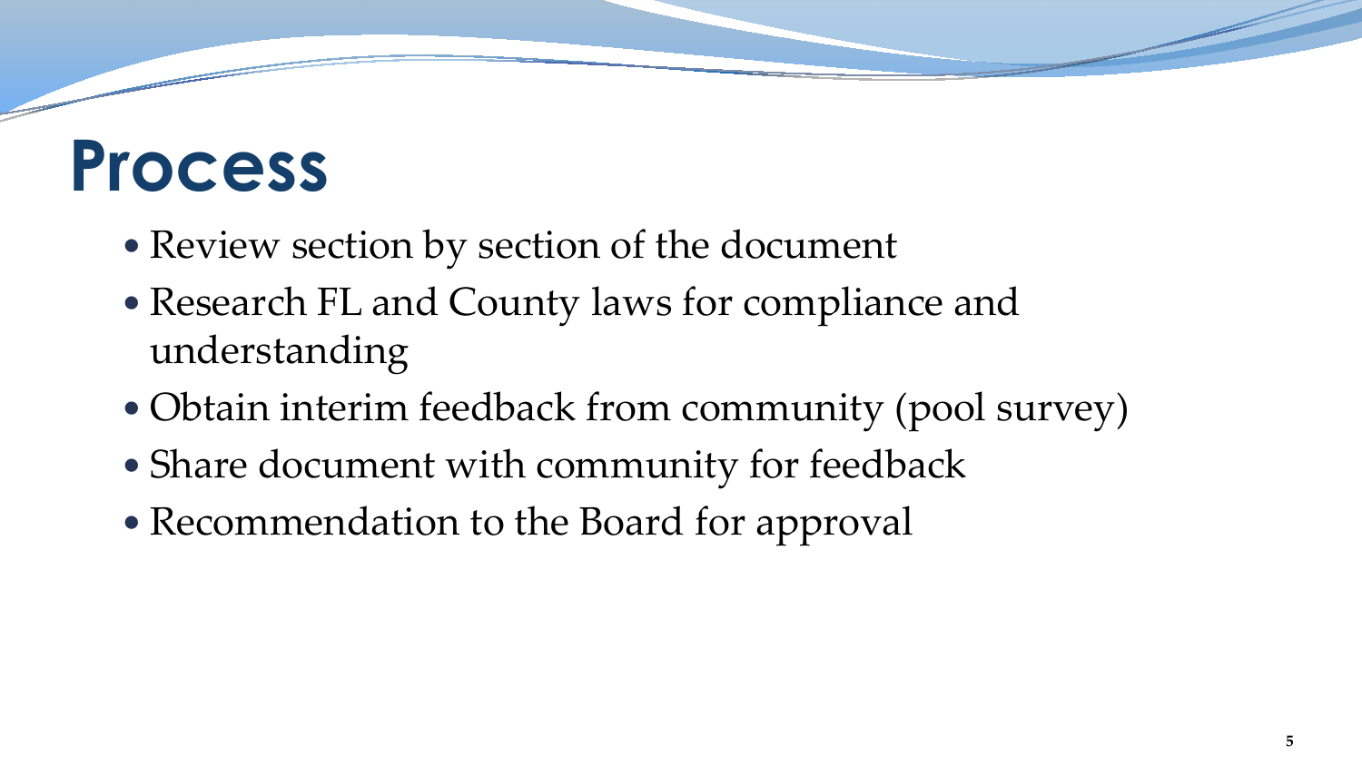# Process

- Review section by section of the document
- Research FL and County laws for compliance and understanding
- Obtain interim feedback from community (pool survey)
- Share document with community for feedback
- Recommendation to the Board for approval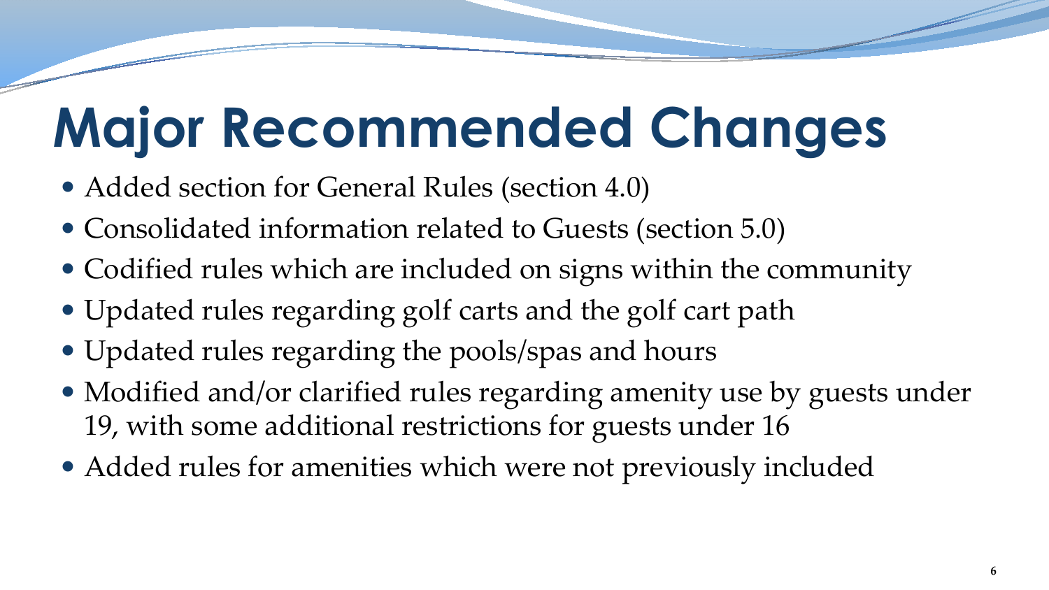# Major Recommended Changes

- Added section for General Rules (section 4.0)
- Consolidated information related to Guests (section 5.0)
- Codified rules which are included on signs within the community
- Updated rules regarding golf carts and the golf cart path
- Updated rules regarding the pools/spas and hours
- Modified and/or clarified rules regarding amenity use by guests under 19, with some additional restrictions for guests under 16
- Added rules for amenities which were not previously included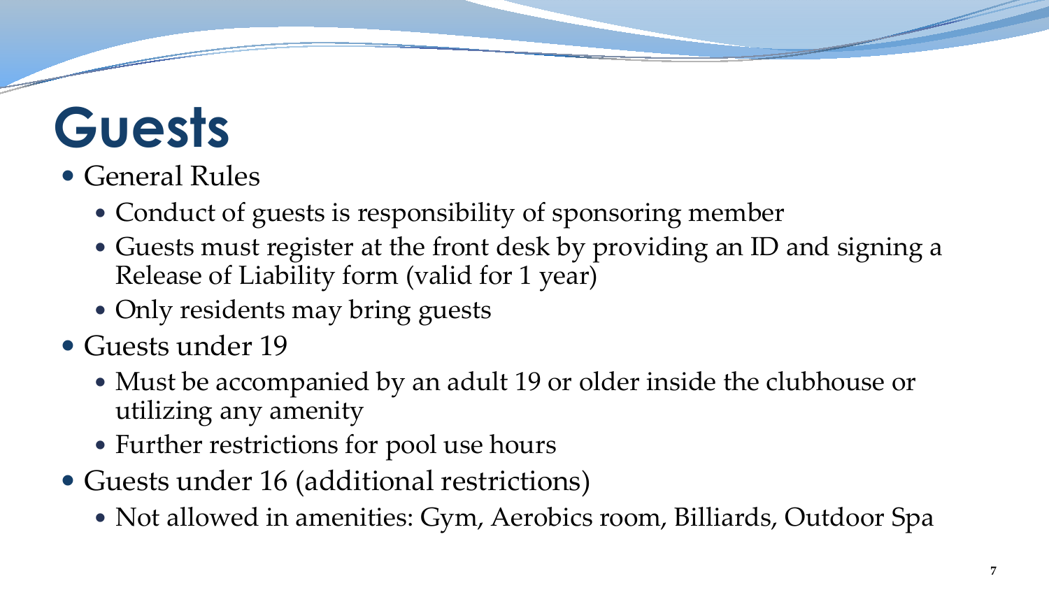# Guests

- General Rules
  - Conduct of guests is responsibility of sponsoring member
  - Guests must register at the front desk by providing an ID and signing a Release of Liability form (valid for 1 year)
  - Only residents may bring guests
- Guests under 19
  - Must be accompanied by an adult 19 or older inside the clubhouse or utilizing any amenity
  - Further restrictions for pool use hours
- Guests under 16 (additional restrictions)
  - Not allowed in amenities: Gym, Aerobics room, Billiards, Outdoor Spa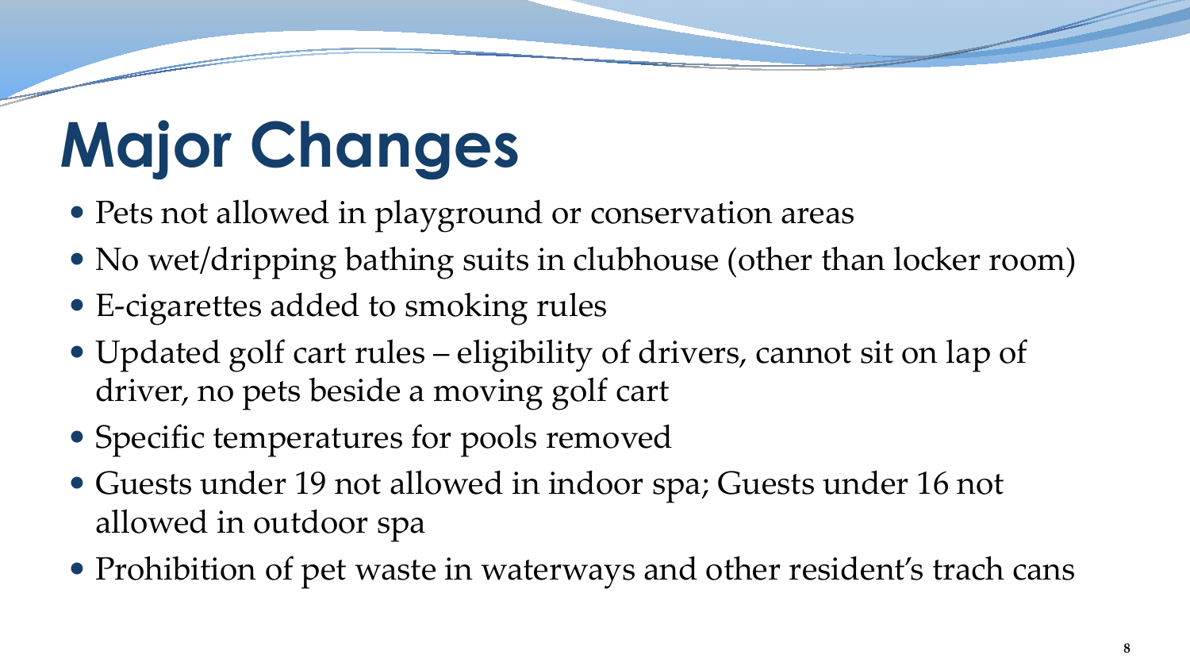# Major Changes

- Pets not allowed in playground or conservation areas
- No wet/dripping bathing suits in clubhouse (other than locker room)
- E-cigarettes added to smoking rules
- Updated golf cart rules – eligibility of drivers, cannot sit on lap of driver, no pets beside a moving golf cart
- Specific temperatures for pools removed
- Guests under 19 not allowed in indoor spa; Guests under 16 not allowed in outdoor spa
- Prohibition of pet waste in waterways and other resident's trach cans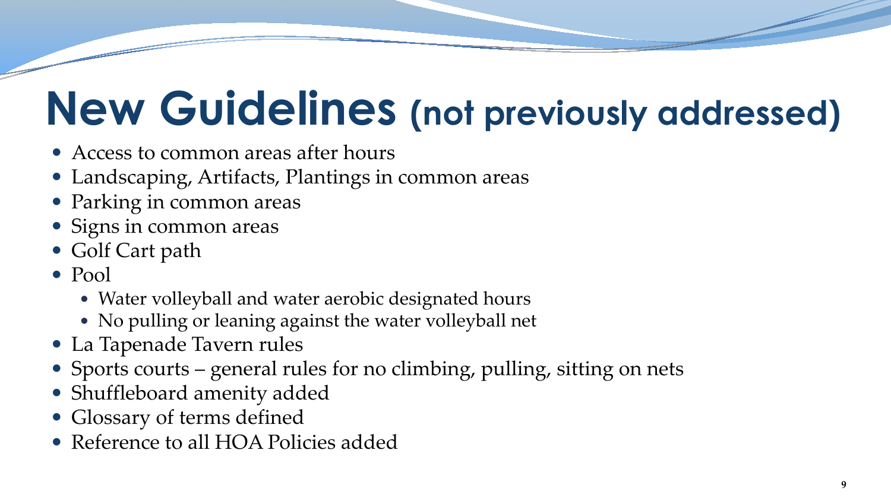# New Guidelines (not previously addressed)

- Access to common areas after hours
- Landscaping, Artifacts, Plantings in common areas
- Parking in common areas
- Signs in common areas
- Golf Cart path
- Pool
  - Water volleyball and water aerobic designated hours
  - No pulling or leaning against the water volleyball net
- La Tapenade Tavern rules
- Sports courts – general rules for no climbing, pulling, sitting on nets
- Shuffleboard amenity added
- Glossary of terms defined
- Reference to all HOA Policies added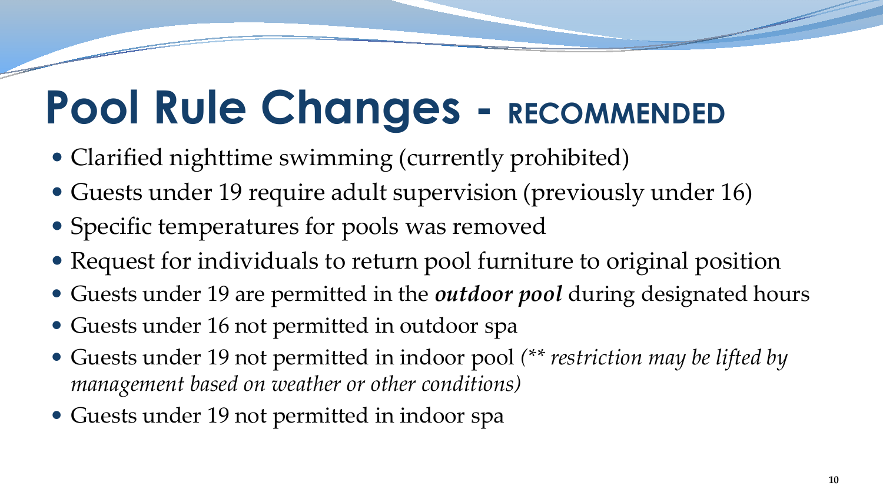# Pool Rule Changes - RECOMMENDED

- Clarified nighttime swimming (currently prohibited)
- Guests under 19 require adult supervision (previously under 16)
- Specific temperatures for pools was removed
- Request for individuals to return pool furniture to original position
- Guests under 19 are permitted in the ***outdoor pool*** during designated hours
- Guests under 16 not permitted in outdoor spa
- Guests under 19 not permitted in indoor pool *(** restriction may be lifted by management based on weather or other conditions)*
- Guests under 19 not permitted in indoor spa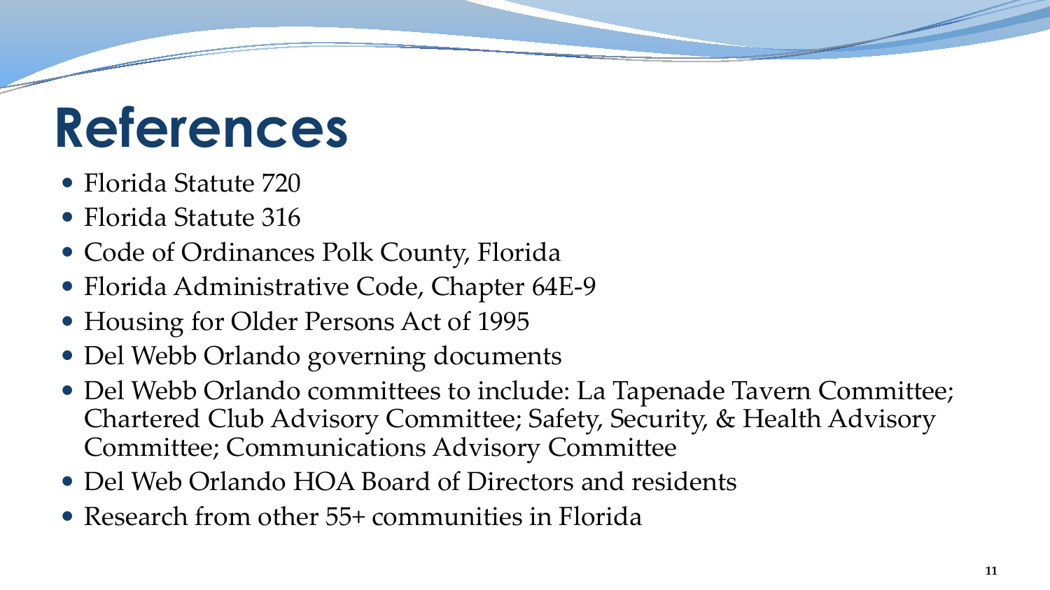# References

- Florida Statute 720
- Florida Statute 316
- Code of Ordinances Polk County, Florida
- Florida Administrative Code, Chapter 64E-9
- Housing for Older Persons Act of 1995
- Del Webb Orlando governing documents
- Del Webb Orlando committees to include: La Tapenade Tavern Committee; Chartered Club Advisory Committee; Safety, Security, & Health Advisory Committee; Communications Advisory Committee
- Del Web Orlando HOA Board of Directors and residents
- Research from other 55+ communities in Florida